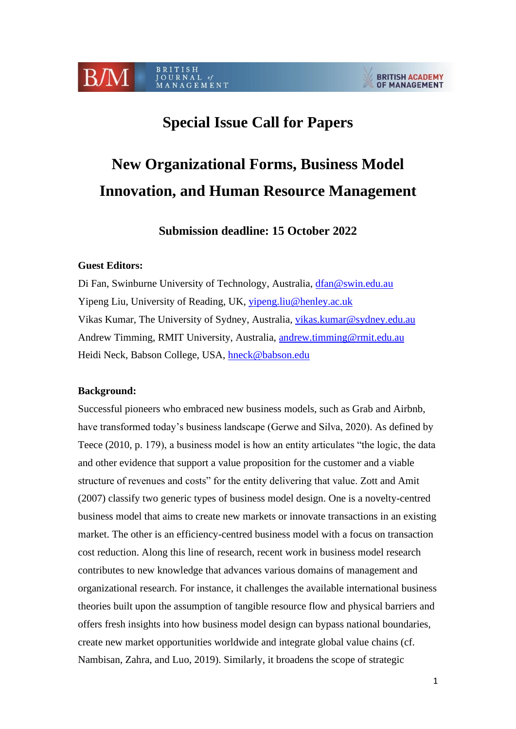# Special Issue Call for Papers

# New Organizational Forms, Business Model Innovation, and Human Resource Management

**Submission deadline: 15 October 2022**

**Guest Editors:**

Di Fan, Swinburne University of Technology, Australia, dfan@swin.edu.au
Yipeng Liu, University of Reading, UK, yipeng.liu@henley.ac.uk
Vikas Kumar, The University of Sydney, Australia, vikas.kumar@sydney.edu.au
Andrew Timming, RMIT University, Australia, andrew.timming@rmit.edu.au
Heidi Neck, Babson College, USA, hneck@babson.edu

**Background:**

Successful pioneers who embraced new business models, such as Grab and Airbnb, have transformed today's business landscape (Gerwe and Silva, 2020). As defined by Teece (2010, p. 179), a business model is how an entity articulates "the logic, the data and other evidence that support a value proposition for the customer and a viable structure of revenues and costs" for the entity delivering that value. Zott and Amit (2007) classify two generic types of business model design. One is a novelty-centred business model that aims to create new markets or innovate transactions in an existing market. The other is an efficiency-centred business model with a focus on transaction cost reduction. Along this line of research, recent work in business model research contributes to new knowledge that advances various domains of management and organizational research. For instance, it challenges the available international business theories built upon the assumption of tangible resource flow and physical barriers and offers fresh insights into how business model design can bypass national boundaries, create new market opportunities worldwide and integrate global value chains (cf. Nambisan, Zahra, and Luo, 2019). Similarly, it broadens the scope of strategic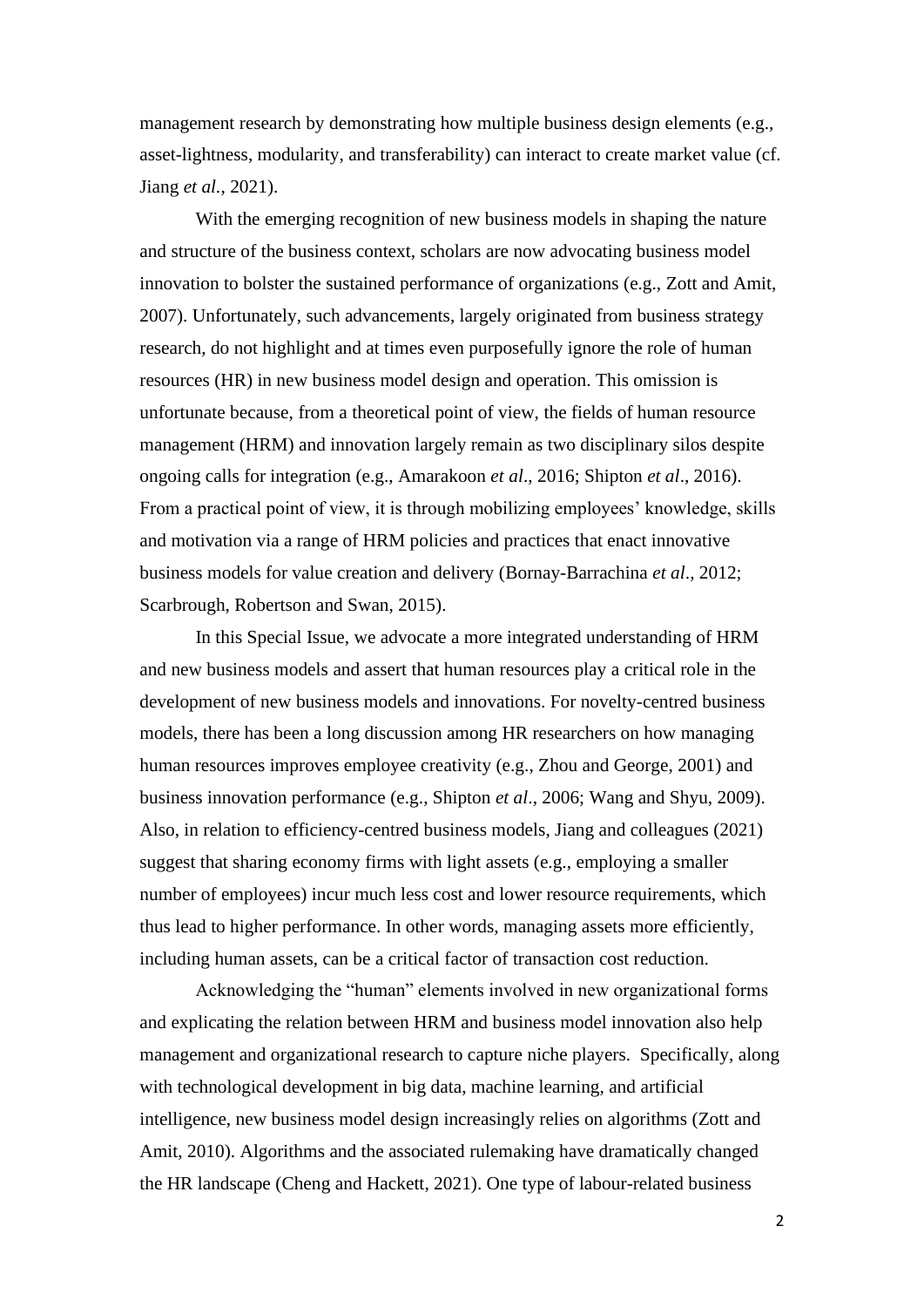management research by demonstrating how multiple business design elements (e.g., asset-lightness, modularity, and transferability) can interact to create market value (cf. Jiang *et al*., 2021).

With the emerging recognition of new business models in shaping the nature and structure of the business context, scholars are now advocating business model innovation to bolster the sustained performance of organizations (e.g., Zott and Amit, 2007). Unfortunately, such advancements, largely originated from business strategy research, do not highlight and at times even purposefully ignore the role of human resources (HR) in new business model design and operation. This omission is unfortunate because, from a theoretical point of view, the fields of human resource management (HRM) and innovation largely remain as two disciplinary silos despite ongoing calls for integration (e.g., Amarakoon *et al*., 2016; Shipton *et al*., 2016). From a practical point of view, it is through mobilizing employees' knowledge, skills and motivation via a range of HRM policies and practices that enact innovative business models for value creation and delivery (Bornay-Barrachina *et al*., 2012; Scarbrough, Robertson and Swan, 2015).

In this Special Issue, we advocate a more integrated understanding of HRM and new business models and assert that human resources play a critical role in the development of new business models and innovations. For novelty-centred business models, there has been a long discussion among HR researchers on how managing human resources improves employee creativity (e.g., Zhou and George, 2001) and business innovation performance (e.g., Shipton *et al*., 2006; Wang and Shyu, 2009). Also, in relation to efficiency-centred business models, Jiang and colleagues (2021) suggest that sharing economy firms with light assets (e.g., employing a smaller number of employees) incur much less cost and lower resource requirements, which thus lead to higher performance. In other words, managing assets more efficiently, including human assets, can be a critical factor of transaction cost reduction.

Acknowledging the "human" elements involved in new organizational forms and explicating the relation between HRM and business model innovation also help management and organizational research to capture niche players. Specifically, along with technological development in big data, machine learning, and artificial intelligence, new business model design increasingly relies on algorithms (Zott and Amit, 2010). Algorithms and the associated rulemaking have dramatically changed the HR landscape (Cheng and Hackett, 2021). One type of labour-related business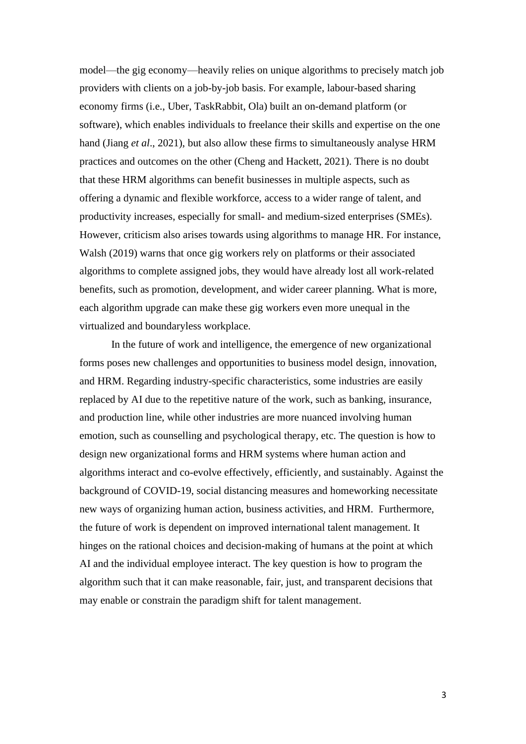model—the gig economy—heavily relies on unique algorithms to precisely match job providers with clients on a job-by-job basis. For example, labour-based sharing economy firms (i.e., Uber, TaskRabbit, Ola) built an on-demand platform (or software), which enables individuals to freelance their skills and expertise on the one hand (Jiang *et al*., 2021), but also allow these firms to simultaneously analyse HRM practices and outcomes on the other (Cheng and Hackett, 2021). There is no doubt that these HRM algorithms can benefit businesses in multiple aspects, such as offering a dynamic and flexible workforce, access to a wider range of talent, and productivity increases, especially for small- and medium-sized enterprises (SMEs). However, criticism also arises towards using algorithms to manage HR. For instance, Walsh (2019) warns that once gig workers rely on platforms or their associated algorithms to complete assigned jobs, they would have already lost all work-related benefits, such as promotion, development, and wider career planning. What is more, each algorithm upgrade can make these gig workers even more unequal in the virtualized and boundaryless workplace.

In the future of work and intelligence, the emergence of new organizational forms poses new challenges and opportunities to business model design, innovation, and HRM. Regarding industry-specific characteristics, some industries are easily replaced by AI due to the repetitive nature of the work, such as banking, insurance, and production line, while other industries are more nuanced involving human emotion, such as counselling and psychological therapy, etc. The question is how to design new organizational forms and HRM systems where human action and algorithms interact and co-evolve effectively, efficiently, and sustainably. Against the background of COVID-19, social distancing measures and homeworking necessitate new ways of organizing human action, business activities, and HRM. Furthermore, the future of work is dependent on improved international talent management. It hinges on the rational choices and decision-making of humans at the point at which AI and the individual employee interact. The key question is how to program the algorithm such that it can make reasonable, fair, just, and transparent decisions that may enable or constrain the paradigm shift for talent management.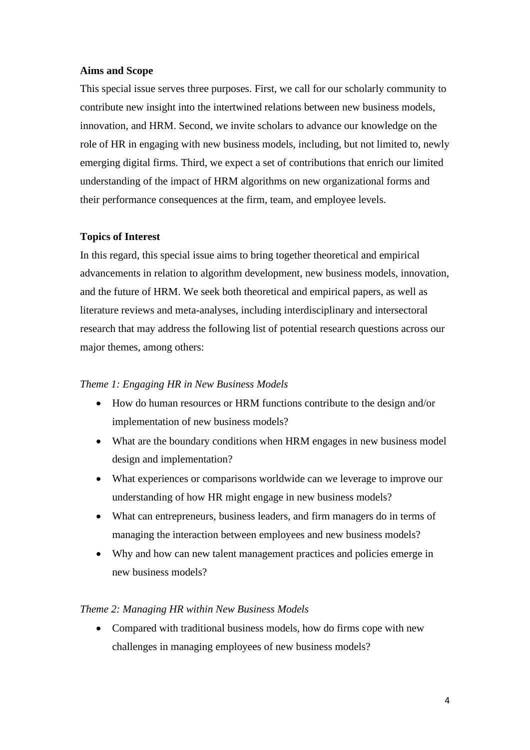**Aims and Scope**

This special issue serves three purposes. First, we call for our scholarly community to contribute new insight into the intertwined relations between new business models, innovation, and HRM. Second, we invite scholars to advance our knowledge on the role of HR in engaging with new business models, including, but not limited to, newly emerging digital firms. Third, we expect a set of contributions that enrich our limited understanding of the impact of HRM algorithms on new organizational forms and their performance consequences at the firm, team, and employee levels.

**Topics of Interest**

In this regard, this special issue aims to bring together theoretical and empirical advancements in relation to algorithm development, new business models, innovation, and the future of HRM. We seek both theoretical and empirical papers, as well as literature reviews and meta-analyses, including interdisciplinary and intersectoral research that may address the following list of potential research questions across our major themes, among others:

*Theme 1: Engaging HR in New Business Models*

- How do human resources or HRM functions contribute to the design and/or implementation of new business models?
- What are the boundary conditions when HRM engages in new business model design and implementation?
- What experiences or comparisons worldwide can we leverage to improve our understanding of how HR might engage in new business models?
- What can entrepreneurs, business leaders, and firm managers do in terms of managing the interaction between employees and new business models?
- Why and how can new talent management practices and policies emerge in new business models?

*Theme 2: Managing HR within New Business Models*

- Compared with traditional business models, how do firms cope with new challenges in managing employees of new business models?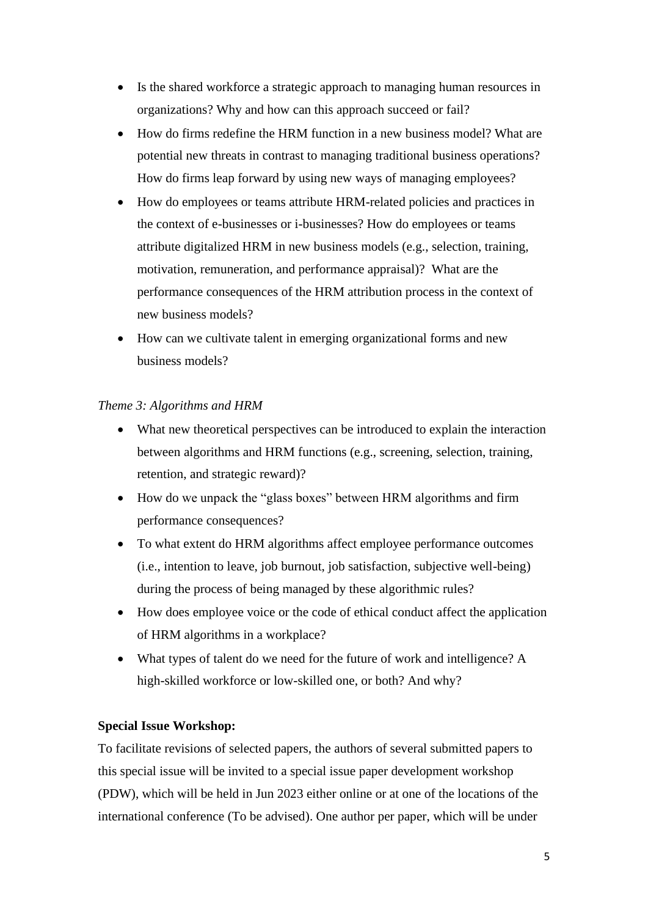- Is the shared workforce a strategic approach to managing human resources in organizations? Why and how can this approach succeed or fail?
- How do firms redefine the HRM function in a new business model? What are potential new threats in contrast to managing traditional business operations? How do firms leap forward by using new ways of managing employees?
- How do employees or teams attribute HRM-related policies and practices in the context of e-businesses or i-businesses? How do employees or teams attribute digitalized HRM in new business models (e.g., selection, training, motivation, remuneration, and performance appraisal)? What are the performance consequences of the HRM attribution process in the context of new business models?
- How can we cultivate talent in emerging organizational forms and new business models?

*Theme 3: Algorithms and HRM*

- What new theoretical perspectives can be introduced to explain the interaction between algorithms and HRM functions (e.g., screening, selection, training, retention, and strategic reward)?
- How do we unpack the "glass boxes" between HRM algorithms and firm performance consequences?
- To what extent do HRM algorithms affect employee performance outcomes (i.e., intention to leave, job burnout, job satisfaction, subjective well-being) during the process of being managed by these algorithmic rules?
- How does employee voice or the code of ethical conduct affect the application of HRM algorithms in a workplace?
- What types of talent do we need for the future of work and intelligence? A high-skilled workforce or low-skilled one, or both? And why?

**Special Issue Workshop:**

To facilitate revisions of selected papers, the authors of several submitted papers to this special issue will be invited to a special issue paper development workshop (PDW), which will be held in Jun 2023 either online or at one of the locations of the international conference (To be advised). One author per paper, which will be under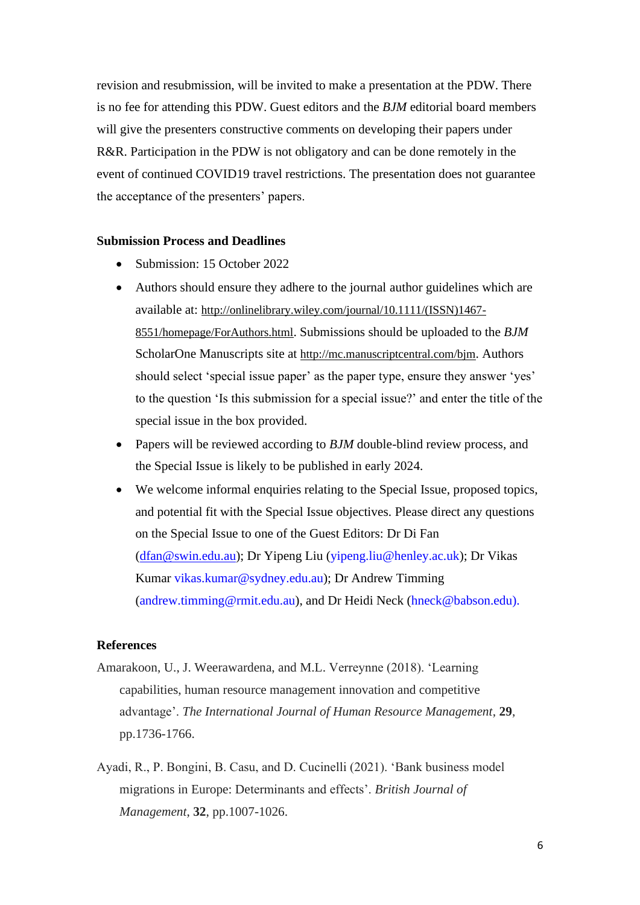revision and resubmission, will be invited to make a presentation at the PDW. There is no fee for attending this PDW. Guest editors and the *BJM* editorial board members will give the presenters constructive comments on developing their papers under R&R. Participation in the PDW is not obligatory and can be done remotely in the event of continued COVID19 travel restrictions. The presentation does not guarantee the acceptance of the presenters' papers.

**Submission Process and Deadlines**

- Submission: 15 October 2022
- Authors should ensure they adhere to the journal author guidelines which are available at: http://onlinelibrary.wiley.com/journal/10.1111/(ISSN)1467-8551/homepage/ForAuthors.html. Submissions should be uploaded to the *BJM* ScholarOne Manuscripts site at http://mc.manuscriptcentral.com/bjm. Authors should select 'special issue paper' as the paper type, ensure they answer 'yes' to the question 'Is this submission for a special issue?' and enter the title of the special issue in the box provided.
- Papers will be reviewed according to *BJM* double-blind review process, and the Special Issue is likely to be published in early 2024.
- We welcome informal enquiries relating to the Special Issue, proposed topics, and potential fit with the Special Issue objectives. Please direct any questions on the Special Issue to one of the Guest Editors: Dr Di Fan (dfan@swin.edu.au); Dr Yipeng Liu (yipeng.liu@henley.ac.uk); Dr Vikas Kumar vikas.kumar@sydney.edu.au); Dr Andrew Timming (andrew.timming@rmit.edu.au), and Dr Heidi Neck (hneck@babson.edu).

**References**

Amarakoon, U., J. Weerawardena, and M.L. Verreynne (2018). 'Learning capabilities, human resource management innovation and competitive advantage'. *The International Journal of Human Resource Management*, **29**, pp.1736-1766.

Ayadi, R., P. Bongini, B. Casu, and D. Cucinelli (2021). 'Bank business model migrations in Europe: Determinants and effects'. *British Journal of Management*, **32**, pp.1007-1026.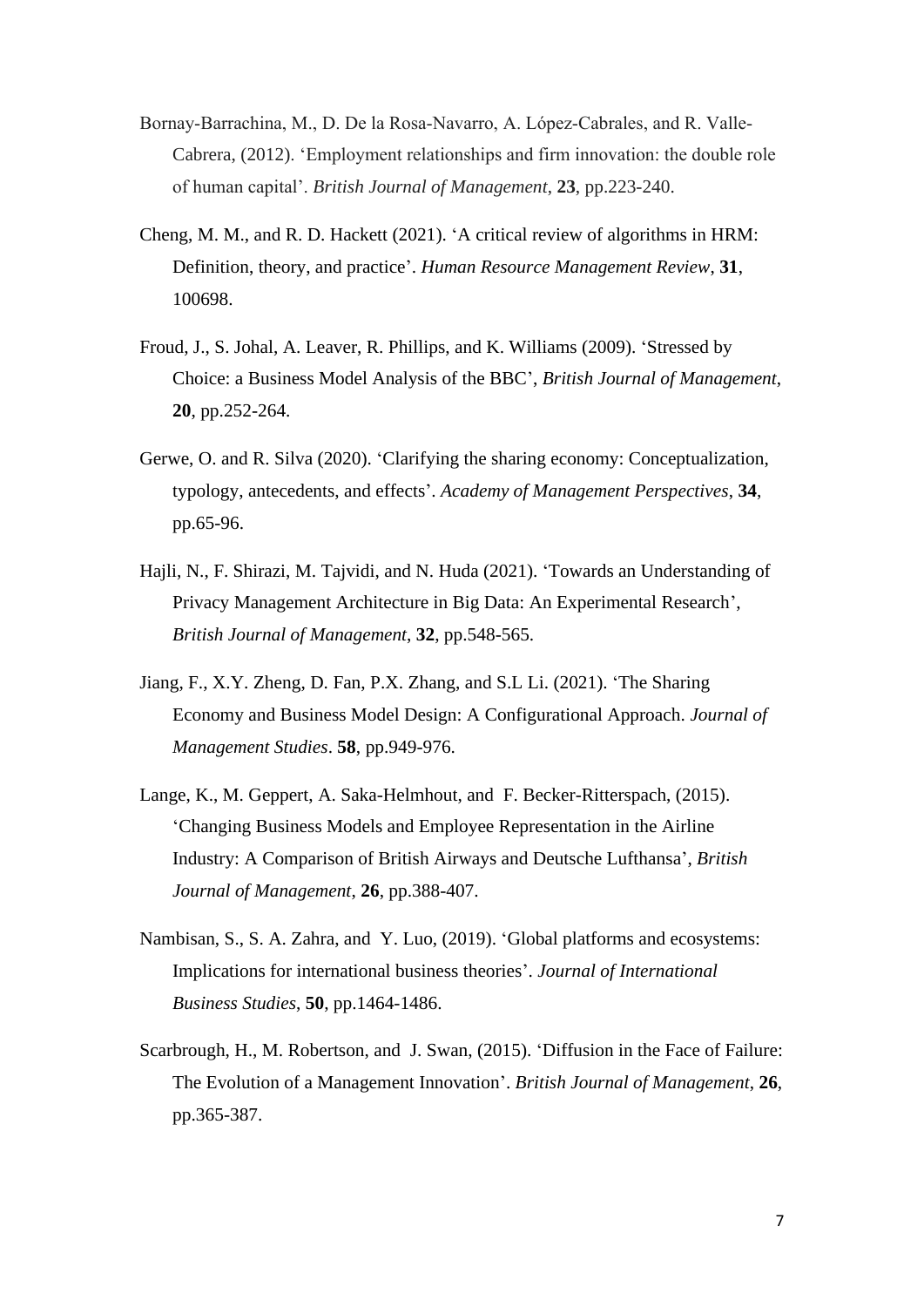Bornay-Barrachina, M., D. De la Rosa-Navarro, A. López-Cabrales, and R. Valle-Cabrera, (2012). 'Employment relationships and firm innovation: the double role of human capital'. *British Journal of Management*, **23**, pp.223-240.

Cheng, M. M., and R. D. Hackett (2021). 'A critical review of algorithms in HRM: Definition, theory, and practice'. *Human Resource Management Review*, **31**, 100698.

Froud, J., S. Johal, A. Leaver, R. Phillips, and K. Williams (2009). 'Stressed by Choice: a Business Model Analysis of the BBC', *British Journal of Management*, **20**, pp.252-264.

Gerwe, O. and R. Silva (2020). 'Clarifying the sharing economy: Conceptualization, typology, antecedents, and effects'. *Academy of Management Perspectives*, **34**, pp.65-96.

Hajli, N., F. Shirazi, M. Tajvidi, and N. Huda (2021). 'Towards an Understanding of Privacy Management Architecture in Big Data: An Experimental Research', *British Journal of Management*, **32**, pp.548-565.

Jiang, F., X.Y. Zheng, D. Fan, P.X. Zhang, and S.L Li. (2021). 'The Sharing Economy and Business Model Design: A Configurational Approach. *Journal of Management Studies*. **58**, pp.949-976.

Lange, K., M. Geppert, A. Saka-Helmhout, and F. Becker-Ritterspach, (2015). 'Changing Business Models and Employee Representation in the Airline Industry: A Comparison of British Airways and Deutsche Lufthansa', *British Journal of Management*, **26**, pp.388-407.

Nambisan, S., S. A. Zahra, and Y. Luo, (2019). 'Global platforms and ecosystems: Implications for international business theories'. *Journal of International Business Studies*, **50**, pp.1464-1486.

Scarbrough, H., M. Robertson, and J. Swan, (2015). 'Diffusion in the Face of Failure: The Evolution of a Management Innovation'. *British Journal of Management*, **26**, pp.365-387.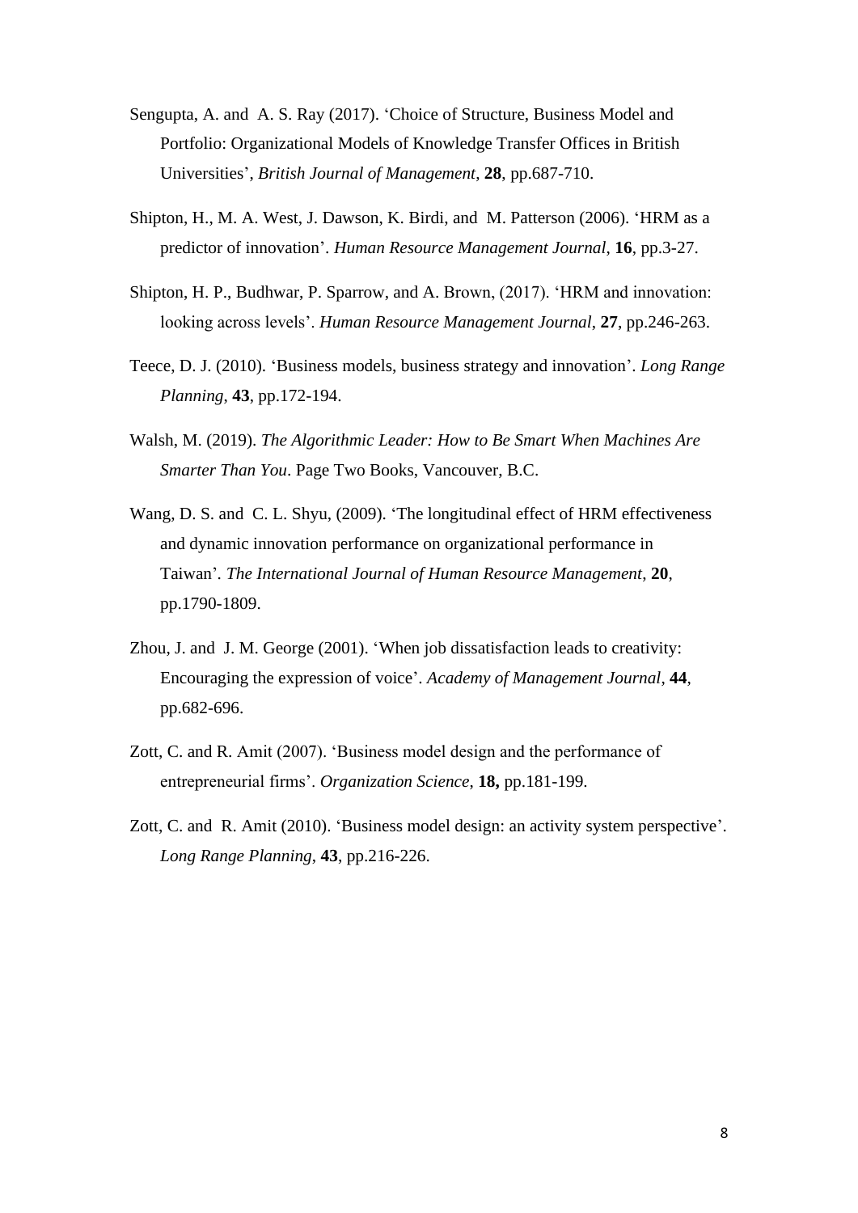Sengupta, A. and  A. S. Ray (2017). 'Choice of Structure, Business Model and Portfolio: Organizational Models of Knowledge Transfer Offices in British Universities', *British Journal of Management*, **28**, pp.687-710.

Shipton, H., M. A. West, J. Dawson, K. Birdi, and  M. Patterson (2006). 'HRM as a predictor of innovation'. *Human Resource Management Journal*, **16**, pp.3-27.

Shipton, H. P., Budhwar, P. Sparrow, and A. Brown, (2017). 'HRM and innovation: looking across levels'. *Human Resource Management Journal*, **27**, pp.246-263.

Teece, D. J. (2010). 'Business models, business strategy and innovation'. *Long Range Planning*, **43**, pp.172-194.

Walsh, M. (2019). *The Algorithmic Leader: How to Be Smart When Machines Are Smarter Than You*. Page Two Books, Vancouver, B.C.

Wang, D. S. and  C. L. Shyu, (2009). 'The longitudinal effect of HRM effectiveness and dynamic innovation performance on organizational performance in Taiwan'. *The International Journal of Human Resource Management*, **20**, pp.1790-1809.

Zhou, J. and  J. M. George (2001). 'When job dissatisfaction leads to creativity: Encouraging the expression of voice'. *Academy of Management Journal*, **44**, pp.682-696.

Zott, C. and R. Amit (2007). 'Business model design and the performance of entrepreneurial firms'. *Organization Science*, **18,** pp.181-199.

Zott, C. and  R. Amit (2010). 'Business model design: an activity system perspective'. *Long Range Planning*, **43**, pp.216-226.